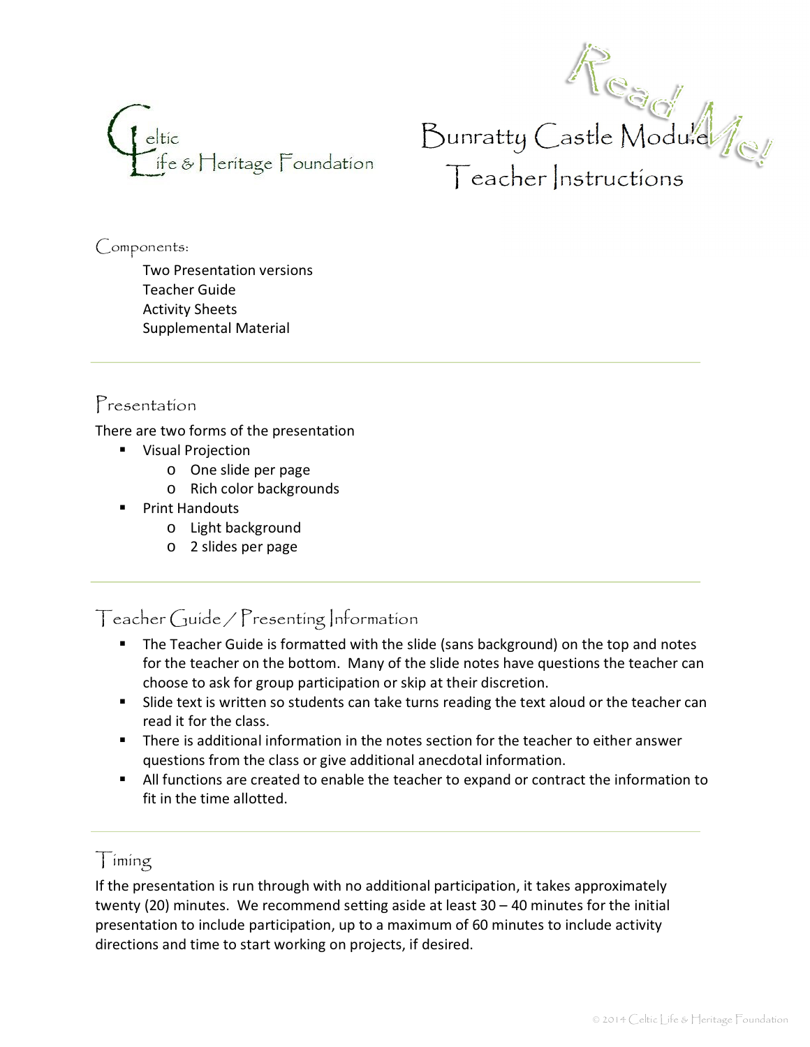Celtic Life & Heritage Foundation

# Bunratty Castle Module Teacher Instructions

Read Me!

## Components:

Two Presentation versions
Teacher Guide
Activity Sheets
Supplemental Material

## Presentation

There are two forms of the presentation

- Visual Projection
  - One slide per page
  - Rich color backgrounds
- Print Handouts
  - Light background
  - 2 slides per page

## Teacher Guide / Presenting Information

- The Teacher Guide is formatted with the slide (sans background) on the top and notes for the teacher on the bottom. Many of the slide notes have questions the teacher can choose to ask for group participation or skip at their discretion.
- Slide text is written so students can take turns reading the text aloud or the teacher can read it for the class.
- There is additional information in the notes section for the teacher to either answer questions from the class or give additional anecdotal information.
- All functions are created to enable the teacher to expand or contract the information to fit in the time allotted.

## Timing

If the presentation is run through with no additional participation, it takes approximately twenty (20) minutes. We recommend setting aside at least 30 – 40 minutes for the initial presentation to include participation, up to a maximum of 60 minutes to include activity directions and time to start working on projects, if desired.

© 2014 Celtic Life & Heritage Foundation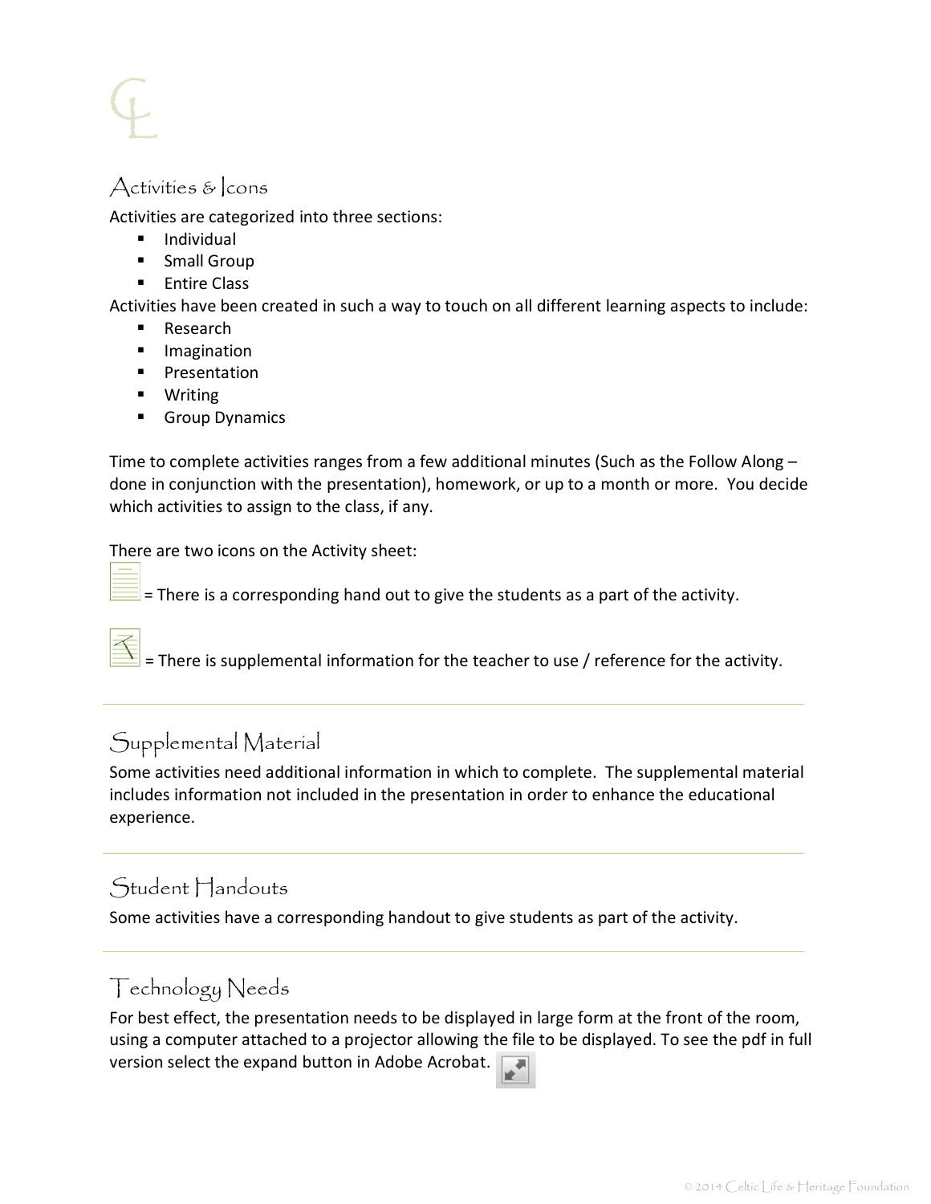## Activities & Icons

Activities are categorized into three sections:

- Individual
- Small Group
- Entire Class

Activities have been created in such a way to touch on all different learning aspects to include:

- Research
- Imagination
- Presentation
- Writing
- Group Dynamics

Time to complete activities ranges from a few additional minutes (Such as the Follow Along – done in conjunction with the presentation), homework, or up to a month or more. You decide which activities to assign to the class, if any.

There are two icons on the Activity sheet:

= There is a corresponding hand out to give the students as a part of the activity.

= There is supplemental information for the teacher to use / reference for the activity.

## Supplemental Material

Some activities need additional information in which to complete. The supplemental material includes information not included in the presentation in order to enhance the educational experience.

## Student Handouts

Some activities have a corresponding handout to give students as part of the activity.

## Technology Needs

For best effect, the presentation needs to be displayed in large form at the front of the room, using a computer attached to a projector allowing the file to be displayed. To see the pdf in full version select the expand button in Adobe Acrobat.